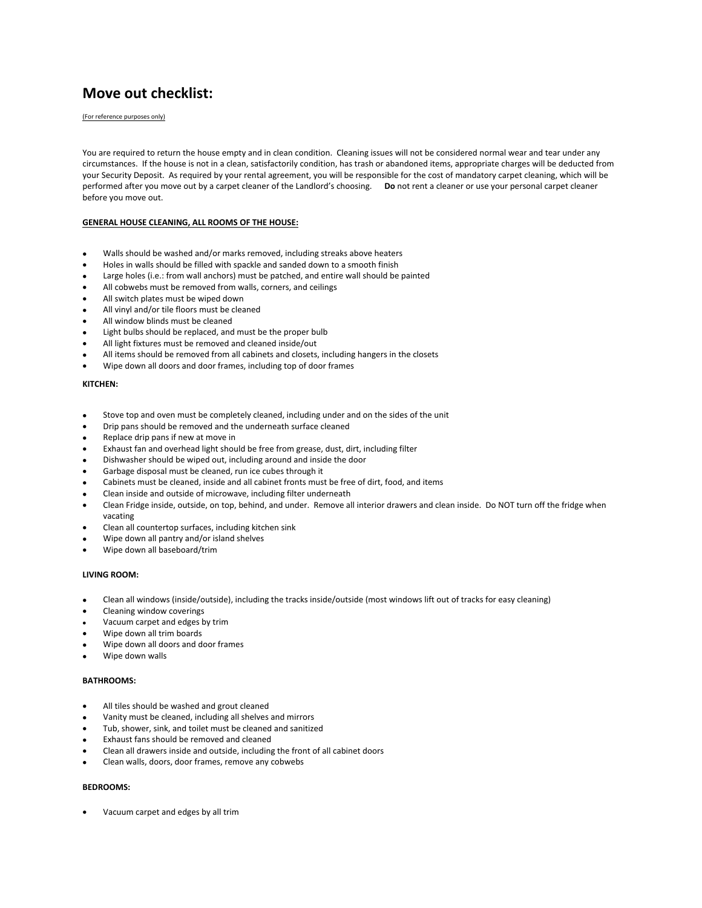# Move out checklist:

<u>(For reference purposes only)</u>

You are required to return the house empty and in clean condition. Cleaning issues will not be considered normal wear and tear under any circumstances. If the house is not in a clean, satisfactorily condition, has trash or abandoned items, appropriate charges will be deducted from your Security Deposit. As required by your rental agreement, you will be responsible for the cost of mandatory carpet cleaning, which will be performed after you move out by a carpet cleaner of the Landlord's choosing. **Do** not rent a cleaner or use your personal carpet cleaner before you move out.

**<u>GENERAL HOUSE CLEANING, ALL ROOMS OF THE HOUSE:</u>**

- Walls should be washed and/or marks removed, including streaks above heaters
- Holes in walls should be filled with spackle and sanded down to a smooth finish
- Large holes (i.e.: from wall anchors) must be patched, and entire wall should be painted
- All cobwebs must be removed from walls, corners, and ceilings
- All switch plates must be wiped down
- All vinyl and/or tile floors must be cleaned
- All window blinds must be cleaned
- Light bulbs should be replaced, and must be the proper bulb
- All light fixtures must be removed and cleaned inside/out
- All items should be removed from all cabinets and closets, including hangers in the closets
- Wipe down all doors and door frames, including top of door frames

**KITCHEN:**

- Stove top and oven must be completely cleaned, including under and on the sides of the unit
- Drip pans should be removed and the underneath surface cleaned
- Replace drip pans if new at move in
- Exhaust fan and overhead light should be free from grease, dust, dirt, including filter
- Dishwasher should be wiped out, including around and inside the door
- Garbage disposal must be cleaned, run ice cubes through it
- Cabinets must be cleaned, inside and all cabinet fronts must be free of dirt, food, and items
- Clean inside and outside of microwave, including filter underneath
- Clean Fridge inside, outside, on top, behind, and under. Remove all interior drawers and clean inside. Do NOT turn off the fridge when vacating
- Clean all countertop surfaces, including kitchen sink
- Wipe down all pantry and/or island shelves
- Wipe down all baseboard/trim

**LIVING ROOM:**

- Clean all windows (inside/outside), including the tracks inside/outside (most windows lift out of tracks for easy cleaning)
- Cleaning window coverings
- Vacuum carpet and edges by trim
- Wipe down all trim boards
- Wipe down all doors and door frames
- Wipe down walls

**BATHROOMS:**

- All tiles should be washed and grout cleaned
- Vanity must be cleaned, including all shelves and mirrors
- Tub, shower, sink, and toilet must be cleaned and sanitized
- Exhaust fans should be removed and cleaned
- Clean all drawers inside and outside, including the front of all cabinet doors
- Clean walls, doors, door frames, remove any cobwebs

**BEDROOMS:**

- Vacuum carpet and edges by all trim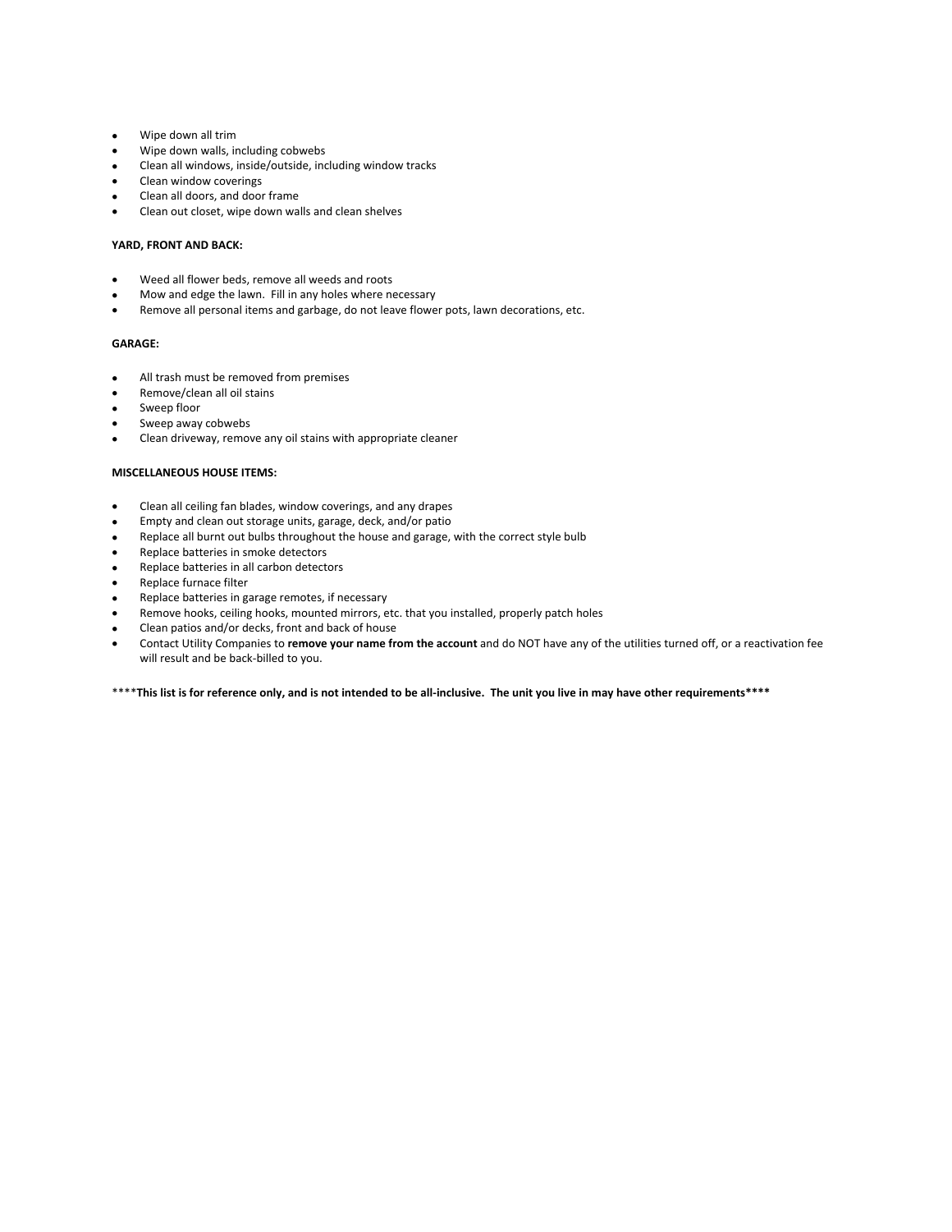- Wipe down all trim
- Wipe down walls, including cobwebs
- Clean all windows, inside/outside, including window tracks
- Clean window coverings
- Clean all doors, and door frame
- Clean out closet, wipe down walls and clean shelves

**YARD, FRONT AND BACK:**

- Weed all flower beds, remove all weeds and roots
- Mow and edge the lawn. Fill in any holes where necessary
- Remove all personal items and garbage, do not leave flower pots, lawn decorations, etc.

**GARAGE:**

- All trash must be removed from premises
- Remove/clean all oil stains
- Sweep floor
- Sweep away cobwebs
- Clean driveway, remove any oil stains with appropriate cleaner

**MISCELLANEOUS HOUSE ITEMS:**

- Clean all ceiling fan blades, window coverings, and any drapes
- Empty and clean out storage units, garage, deck, and/or patio
- Replace all burnt out bulbs throughout the house and garage, with the correct style bulb
- Replace batteries in smoke detectors
- Replace batteries in all carbon detectors
- Replace furnace filter
- Replace batteries in garage remotes, if necessary
- Remove hooks, ceiling hooks, mounted mirrors, etc. that you installed, properly patch holes
- Clean patios and/or decks, front and back of house
- Contact Utility Companies to **remove your name from the account** and do NOT have any of the utilities turned off, or a reactivation fee will result and be back-billed to you.

\*\*\*\***This list is for reference only, and is not intended to be all-inclusive. The unit you live in may have other requirements\*\*\*\***